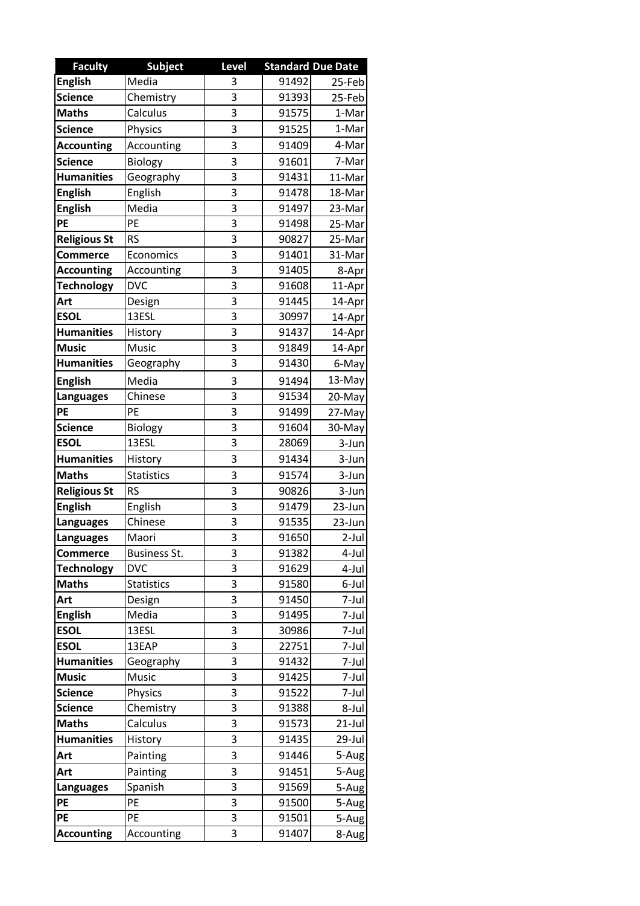| Faculty | Subject | Level | Standard | Due Date |
|---|---|---|---|---|
| **English** | Media | 3 | 91492 | 25-Feb |
| **Science** | Chemistry | 3 | 91393 | 25-Feb |
| **Maths** | Calculus | 3 | 91575 | 1-Mar |
| **Science** | Physics | 3 | 91525 | 1-Mar |
| **Accounting** | Accounting | 3 | 91409 | 4-Mar |
| **Science** | Biology | 3 | 91601 | 7-Mar |
| **Humanities** | Geography | 3 | 91431 | 11-Mar |
| **English** | English | 3 | 91478 | 18-Mar |
| **English** | Media | 3 | 91497 | 23-Mar |
| **PE** | PE | 3 | 91498 | 25-Mar |
| **Religious St** | RS | 3 | 90827 | 25-Mar |
| **Commerce** | Economics | 3 | 91401 | 31-Mar |
| **Accounting** | Accounting | 3 | 91405 | 8-Apr |
| **Technology** | DVC | 3 | 91608 | 11-Apr |
| **Art** | Design | 3 | 91445 | 14-Apr |
| **ESOL** | 13ESL | 3 | 30997 | 14-Apr |
| **Humanities** | History | 3 | 91437 | 14-Apr |
| **Music** | Music | 3 | 91849 | 14-Apr |
| **Humanities** | Geography | 3 | 91430 | 6-May |
| **English** | Media | 3 | 91494 | 13-May |
| **Languages** | Chinese | 3 | 91534 | 20-May |
| **PE** | PE | 3 | 91499 | 27-May |
| **Science** | Biology | 3 | 91604 | 30-May |
| **ESOL** | 13ESL | 3 | 28069 | 3-Jun |
| **Humanities** | History | 3 | 91434 | 3-Jun |
| **Maths** | Statistics | 3 | 91574 | 3-Jun |
| **Religious St** | RS | 3 | 90826 | 3-Jun |
| **English** | English | 3 | 91479 | 23-Jun |
| **Languages** | Chinese | 3 | 91535 | 23-Jun |
| **Languages** | Maori | 3 | 91650 | 2-Jul |
| **Commerce** | Business St. | 3 | 91382 | 4-Jul |
| **Technology** | DVC | 3 | 91629 | 4-Jul |
| **Maths** | Statistics | 3 | 91580 | 6-Jul |
| **Art** | Design | 3 | 91450 | 7-Jul |
| **English** | Media | 3 | 91495 | 7-Jul |
| **ESOL** | 13ESL | 3 | 30986 | 7-Jul |
| **ESOL** | 13EAP | 3 | 22751 | 7-Jul |
| **Humanities** | Geography | 3 | 91432 | 7-Jul |
| **Music** | Music | 3 | 91425 | 7-Jul |
| **Science** | Physics | 3 | 91522 | 7-Jul |
| **Science** | Chemistry | 3 | 91388 | 8-Jul |
| **Maths** | Calculus | 3 | 91573 | 21-Jul |
| **Humanities** | History | 3 | 91435 | 29-Jul |
| **Art** | Painting | 3 | 91446 | 5-Aug |
| **Art** | Painting | 3 | 91451 | 5-Aug |
| **Languages** | Spanish | 3 | 91569 | 5-Aug |
| **PE** | PE | 3 | 91500 | 5-Aug |
| **PE** | PE | 3 | 91501 | 5-Aug |
| **Accounting** | Accounting | 3 | 91407 | 8-Aug |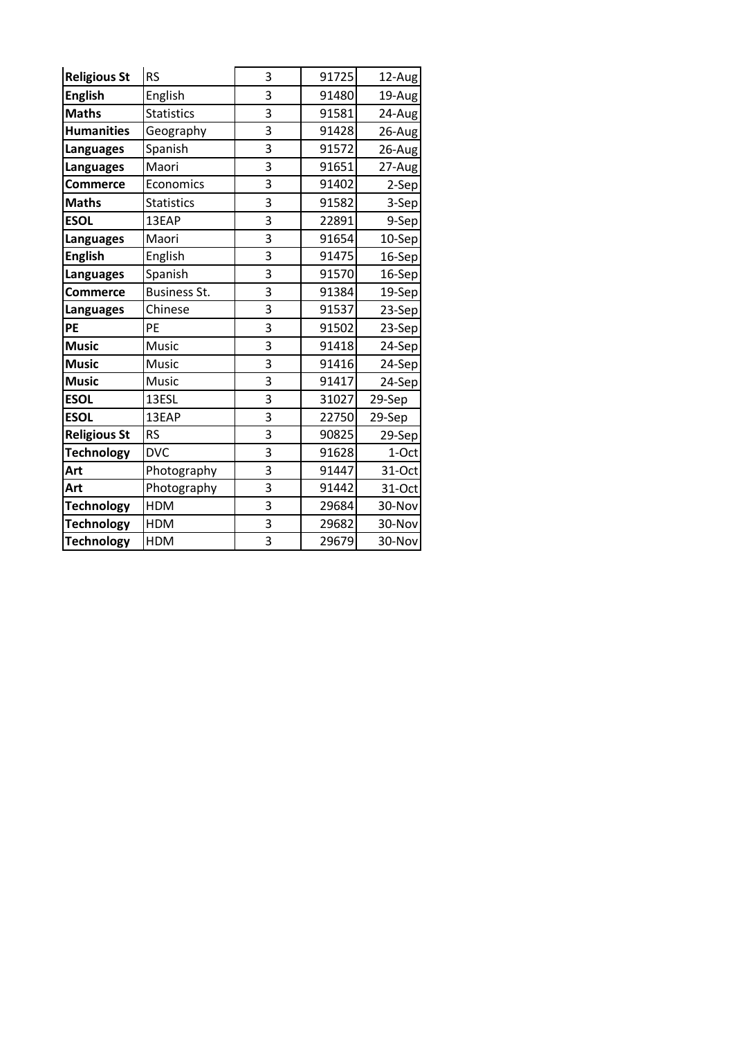| | | | | |
|---|---|---|---|---|
| **Religious St** | RS | 3 | 91725 | 12-Aug |
| **English** | English | 3 | 91480 | 19-Aug |
| **Maths** | Statistics | 3 | 91581 | 24-Aug |
| **Humanities** | Geography | 3 | 91428 | 26-Aug |
| **Languages** | Spanish | 3 | 91572 | 26-Aug |
| **Languages** | Maori | 3 | 91651 | 27-Aug |
| **Commerce** | Economics | 3 | 91402 | 2-Sep |
| **Maths** | Statistics | 3 | 91582 | 3-Sep |
| **ESOL** | 13EAP | 3 | 22891 | 9-Sep |
| **Languages** | Maori | 3 | 91654 | 10-Sep |
| **English** | English | 3 | 91475 | 16-Sep |
| **Languages** | Spanish | 3 | 91570 | 16-Sep |
| **Commerce** | Business St. | 3 | 91384 | 19-Sep |
| **Languages** | Chinese | 3 | 91537 | 23-Sep |
| **PE** | PE | 3 | 91502 | 23-Sep |
| **Music** | Music | 3 | 91418 | 24-Sep |
| **Music** | Music | 3 | 91416 | 24-Sep |
| **Music** | Music | 3 | 91417 | 24-Sep |
| **ESOL** | 13ESL | 3 | 31027 | 29-Sep |
| **ESOL** | 13EAP | 3 | 22750 | 29-Sep |
| **Religious St** | RS | 3 | 90825 | 29-Sep |
| **Technology** | DVC | 3 | 91628 | 1-Oct |
| **Art** | Photography | 3 | 91447 | 31-Oct |
| **Art** | Photography | 3 | 91442 | 31-Oct |
| **Technology** | HDM | 3 | 29684 | 30-Nov |
| **Technology** | HDM | 3 | 29682 | 30-Nov |
| **Technology** | HDM | 3 | 29679 | 30-Nov |